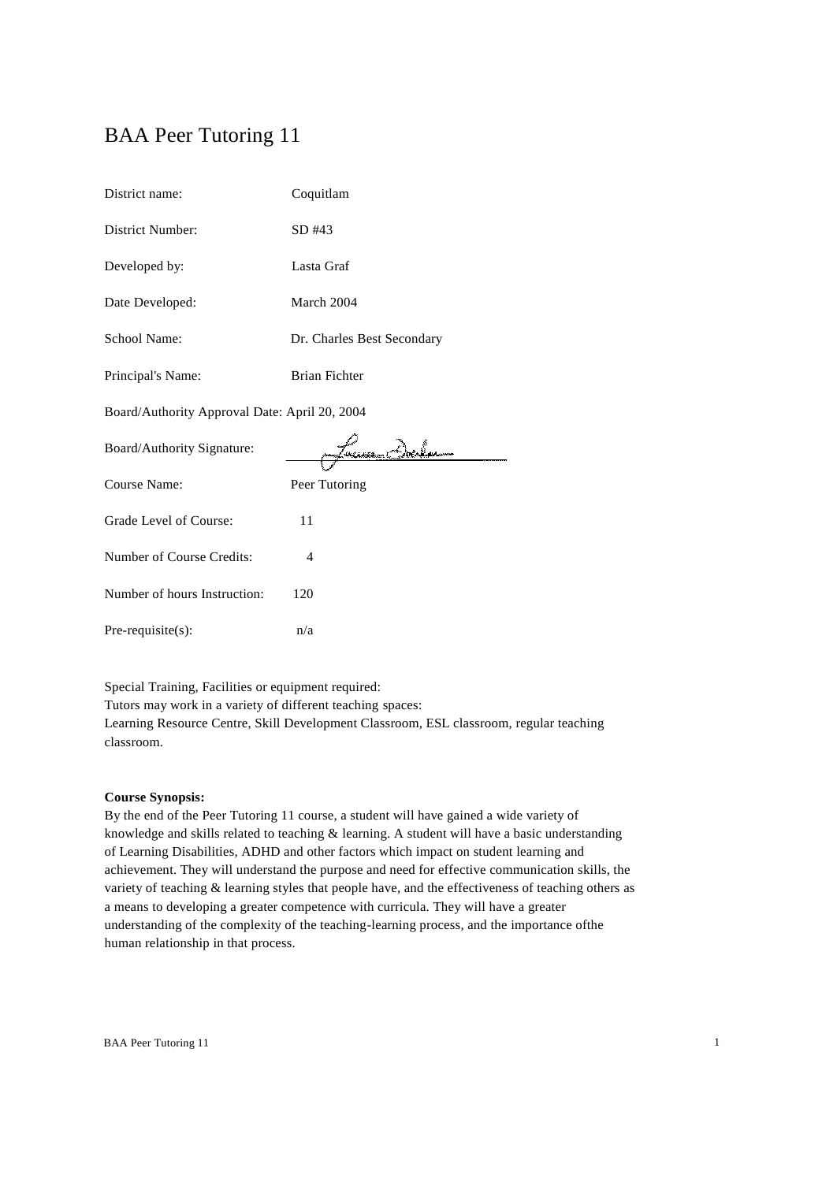# BAA Peer Tutoring 11

| | |
|---|---|
| District name: | Coquitlam |
| District Number: | SD #43 |
| Developed by: | Lasta Graf |
| Date Developed: | March 2004 |
| School Name: | Dr. Charles Best Secondary |
| Principal's Name: | Brian Fichter |
| Board/Authority Approval Date: | April 20, 2004 |
| Board/Authority Signature: | |
| Course Name: | Peer Tutoring |
| Grade Level of Course: | 11 |
| Number of Course Credits: | 4 |
| Number of hours Instruction: | 120 |
| Pre-requisite(s): | n/a |

Special Training, Facilities or equipment required:
Tutors may work in a variety of different teaching spaces:
Learning Resource Centre, Skill Development Classroom, ESL classroom, regular teaching classroom.

**Course Synopsis:**
By the end of the Peer Tutoring 11 course, a student will have gained a wide variety of knowledge and skills related to teaching & learning. A student will have a basic understanding of Learning Disabilities, ADHD and other factors which impact on student learning and achievement. They will understand the purpose and need for effective communication skills, the variety of teaching & learning styles that people have, and the effectiveness of teaching others as a means to developing a greater competence with curricula. They will have a greater understanding of the complexity of the teaching-learning process, and the importance ofthe human relationship in that process.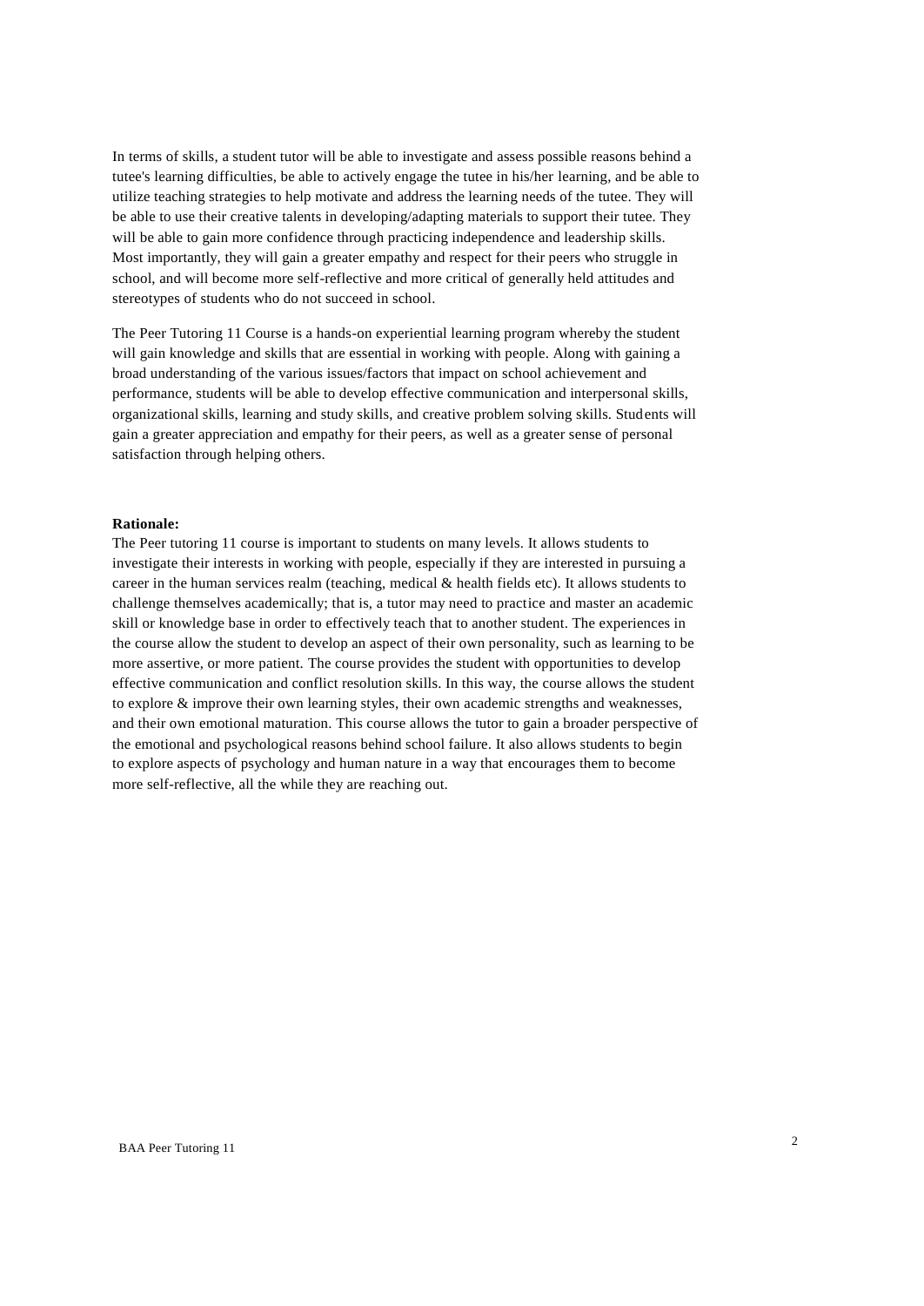In terms of skills, a student tutor will be able to investigate and assess possible reasons behind a tutee's learning difficulties, be able to actively engage the tutee in his/her learning, and be able to utilize teaching strategies to help motivate and address the learning needs of the tutee. They will be able to use their creative talents in developing/adapting materials to support their tutee. They will be able to gain more confidence through practicing independence and leadership skills. Most importantly, they will gain a greater empathy and respect for their peers who struggle in school, and will become more self-reflective and more critical of generally held attitudes and stereotypes of students who do not succeed in school.

The Peer Tutoring 11 Course is a hands-on experiential learning program whereby the student will gain knowledge and skills that are essential in working with people. Along with gaining a broad understanding of the various issues/factors that impact on school achievement and performance, students will be able to develop effective communication and interpersonal skills, organizational skills, learning and study skills, and creative problem solving skills. Students will gain a greater appreciation and empathy for their peers, as well as a greater sense of personal satisfaction through helping others.

**Rationale:**

The Peer tutoring 11 course is important to students on many levels. It allows students to investigate their interests in working with people, especially if they are interested in pursuing a career in the human services realm (teaching, medical & health fields etc). It allows students to challenge themselves academically; that is, a tutor may need to practice and master an academic skill or knowledge base in order to effectively teach that to another student. The experiences in the course allow the student to develop an aspect of their own personality, such as learning to be more assertive, or more patient. The course provides the student with opportunities to develop effective communication and conflict resolution skills. In this way, the course allows the student to explore & improve their own learning styles, their own academic strengths and weaknesses, and their own emotional maturation. This course allows the tutor to gain a broader perspective of the emotional and psychological reasons behind school failure. It also allows students to begin to explore aspects of psychology and human nature in a way that encourages them to become more self-reflective, all the while they are reaching out.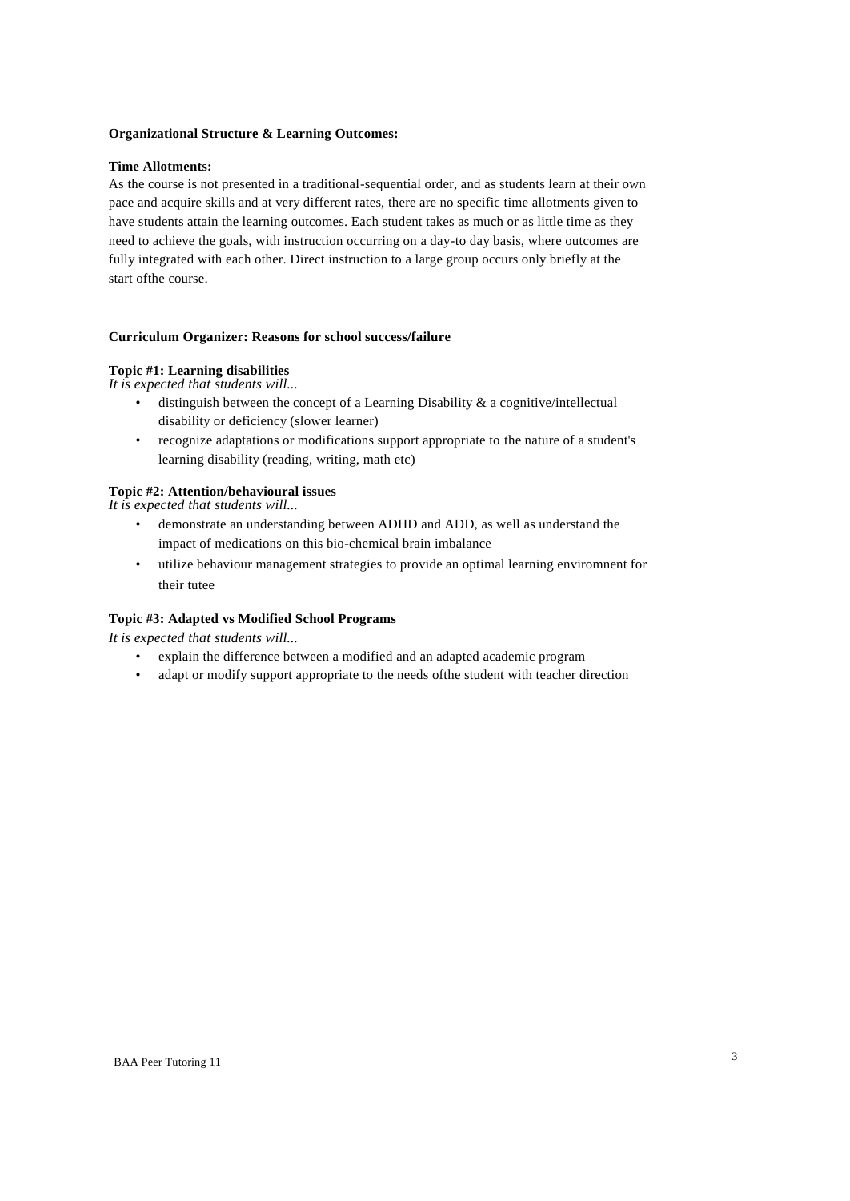**Organizational Structure & Learning Outcomes:**

**Time Allotments:**

As the course is not presented in a traditional-sequential order, and as students learn at their own pace and acquire skills and at very different rates, there are no specific time allotments given to have students attain the learning outcomes. Each student takes as much or as little time as they need to achieve the goals, with instruction occurring on a day-to day basis, where outcomes are fully integrated with each other. Direct instruction to a large group occurs only briefly at the start ofthe course.

**Curriculum Organizer: Reasons for school success/failure**

**Topic #1: Learning disabilities**

*It is expected that students will...*

- distinguish between the concept of a Learning Disability & a cognitive/intellectual disability or deficiency (slower learner)
- recognize adaptations or modifications support appropriate to the nature of a student's learning disability (reading, writing, math etc)

**Topic #2: Attention/behavioural issues**

*It is expected that students will...*

- demonstrate an understanding between ADHD and ADD, as well as understand the impact of medications on this bio-chemical brain imbalance
- utilize behaviour management strategies to provide an optimal learning enviromnent for their tutee

**Topic #3: Adapted vs Modified School Programs**

*It is expected that students will...*

- explain the difference between a modified and an adapted academic program
- adapt or modify support appropriate to the needs ofthe student with teacher direction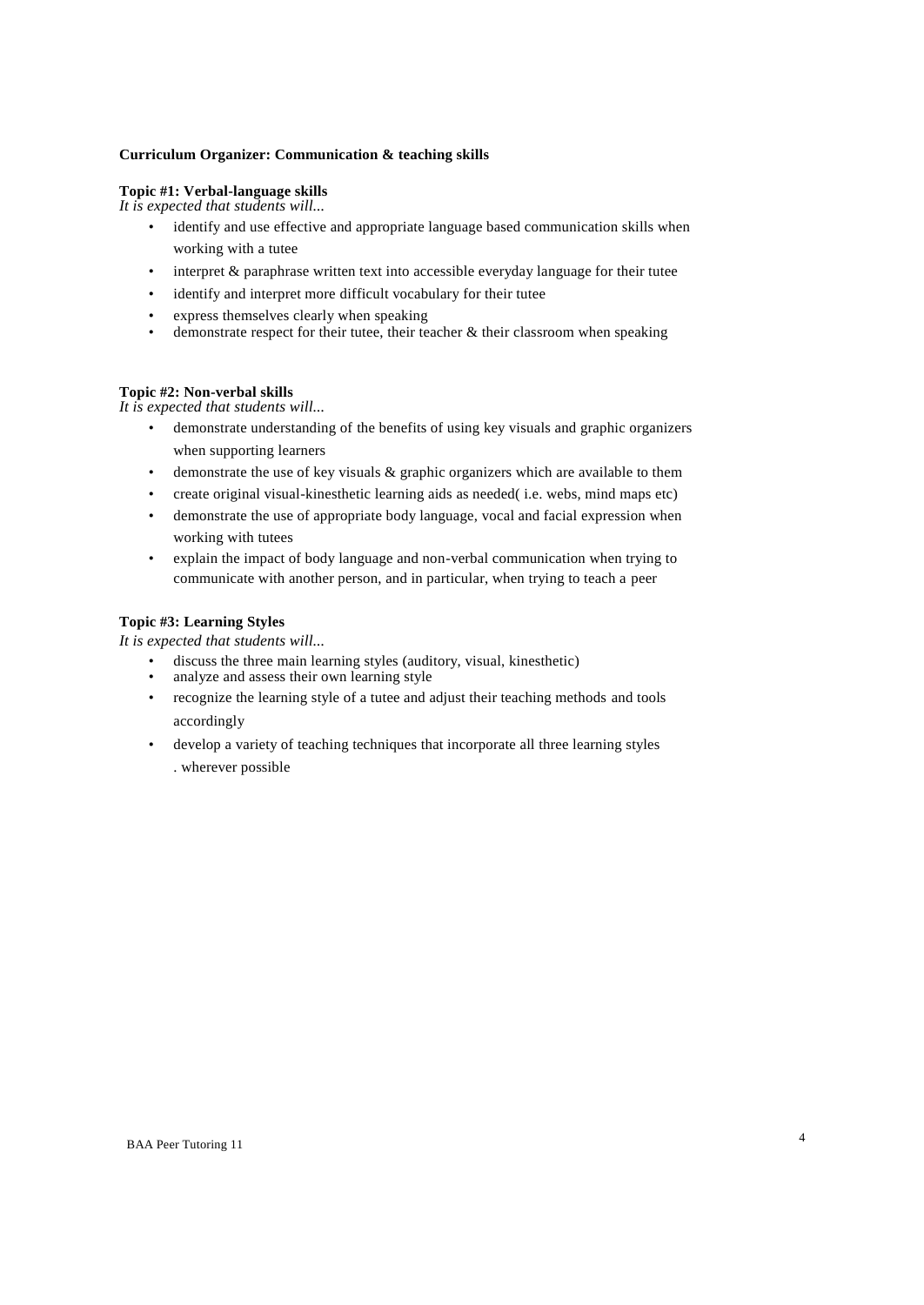**Curriculum Organizer: Communication & teaching skills**

**Topic #1: Verbal-language skills**
*It is expected that students will...*

- identify and use effective and appropriate language based communication skills when working with a tutee
- interpret & paraphrase written text into accessible everyday language for their tutee
- identify and interpret more difficult vocabulary for their tutee
- express themselves clearly when speaking
- demonstrate respect for their tutee, their teacher & their classroom when speaking

**Topic #2: Non-verbal skills**
*It is expected that students will...*

- demonstrate understanding of the benefits of using key visuals and graphic organizers when supporting learners
- demonstrate the use of key visuals & graphic organizers which are available to them
- create original visual-kinesthetic learning aids as needed( i.e. webs, mind maps etc)
- demonstrate the use of appropriate body language, vocal and facial expression when working with tutees
- explain the impact of body language and non-verbal communication when trying to communicate with another person, and in particular, when trying to teach a peer

**Topic #3: Learning Styles**
*It is expected that students will...*

- discuss the three main learning styles (auditory, visual, kinesthetic)
- analyze and assess their own learning style
- recognize the learning style of a tutee and adjust their teaching methods and tools accordingly
- develop a variety of teaching techniques that incorporate all three learning styles . wherever possible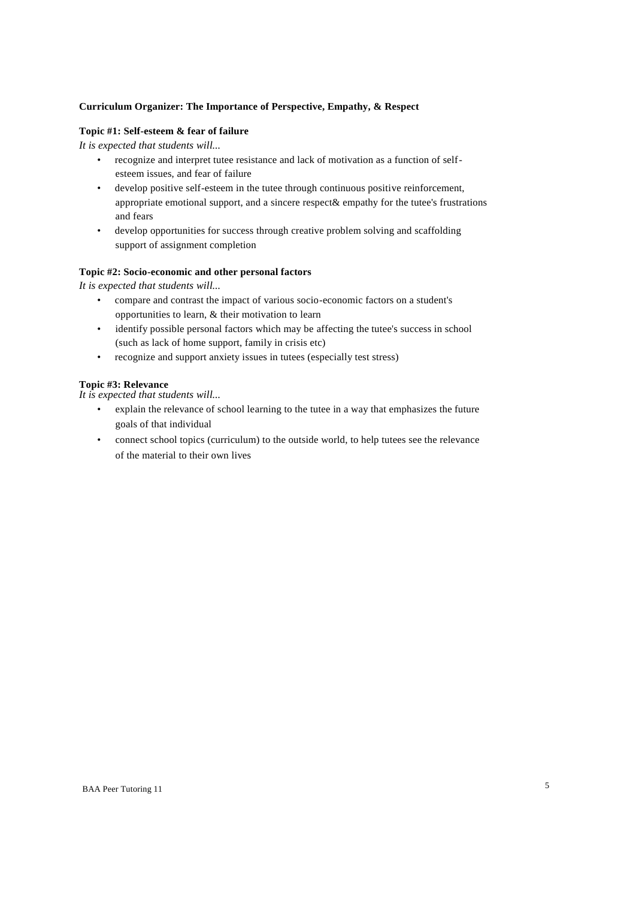**Curriculum Organizer: The Importance of Perspective, Empathy, & Respect**

**Topic #1: Self-esteem & fear of failure**

*It is expected that students will...*

- recognize and interpret tutee resistance and lack of motivation as a function of self-esteem issues, and fear of failure
- develop positive self-esteem in the tutee through continuous positive reinforcement, appropriate emotional support, and a sincere respect& empathy for the tutee's frustrations and fears
- develop opportunities for success through creative problem solving and scaffolding support of assignment completion

**Topic #2: Socio-economic and other personal factors**

*It is expected that students will...*

- compare and contrast the impact of various socio-economic factors on a student's opportunities to learn, & their motivation to learn
- identify possible personal factors which may be affecting the tutee's success in school (such as lack of home support, family in crisis etc)
- recognize and support anxiety issues in tutees (especially test stress)

**Topic #3: Relevance**

*It is expected that students will...*

- explain the relevance of school learning to the tutee in a way that emphasizes the future goals of that individual
- connect school topics (curriculum) to the outside world, to help tutees see the relevance of the material to their own lives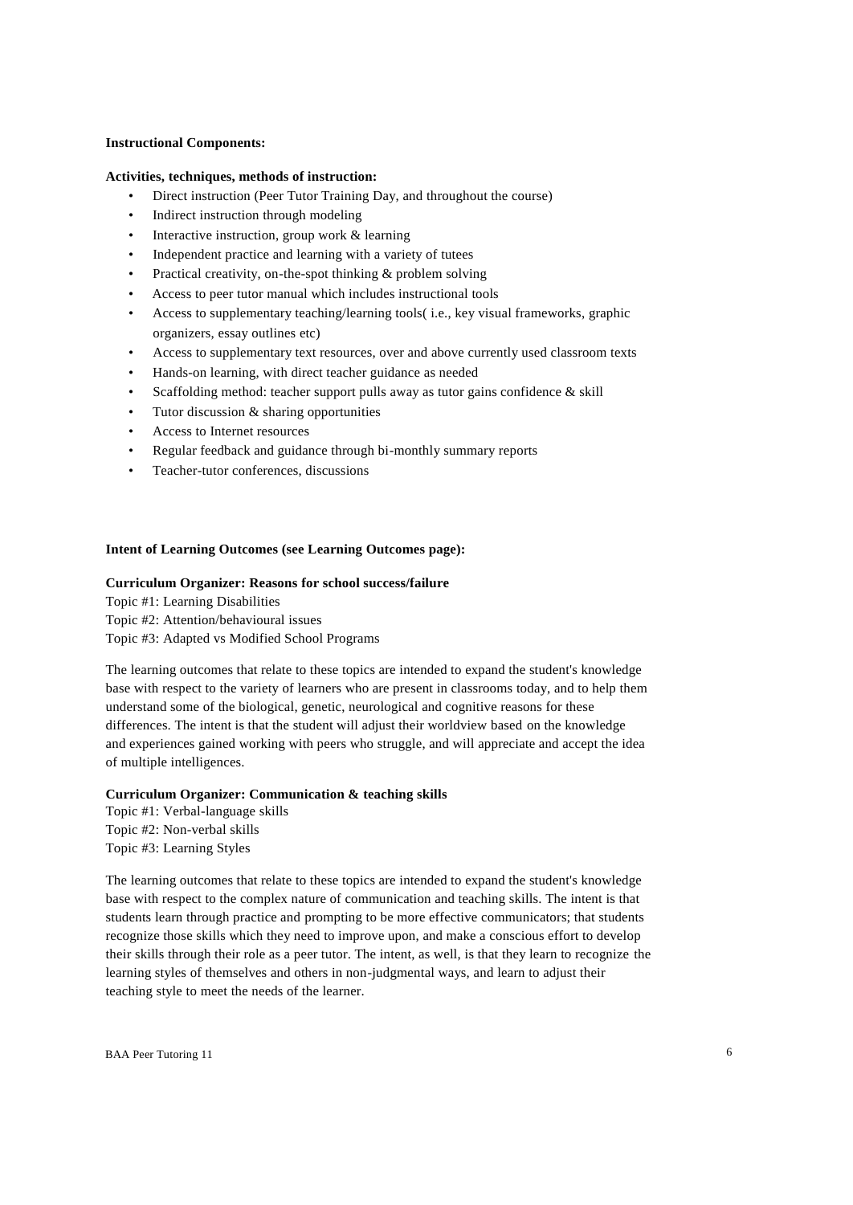**Instructional Components:**

**Activities, techniques, methods of instruction:**

- Direct instruction (Peer Tutor Training Day, and throughout the course)
- Indirect instruction through modeling
- Interactive instruction, group work & learning
- Independent practice and learning with a variety of tutees
- Practical creativity, on-the-spot thinking & problem solving
- Access to peer tutor manual which includes instructional tools
- Access to supplementary teaching/learning tools( i.e., key visual frameworks, graphic organizers, essay outlines etc)
- Access to supplementary text resources, over and above currently used classroom texts
- Hands-on learning, with direct teacher guidance as needed
- Scaffolding method: teacher support pulls away as tutor gains confidence & skill
- Tutor discussion & sharing opportunities
- Access to Internet resources
- Regular feedback and guidance through bi-monthly summary reports
- Teacher-tutor conferences, discussions

**Intent of Learning Outcomes (see Learning Outcomes page):**

**Curriculum Organizer: Reasons for school success/failure**

Topic #1: Learning Disabilities
Topic #2: Attention/behavioural issues
Topic #3: Adapted vs Modified School Programs

The learning outcomes that relate to these topics are intended to expand the student's knowledge base with respect to the variety of learners who are present in classrooms today, and to help them understand some of the biological, genetic, neurological and cognitive reasons for these differences. The intent is that the student will adjust their worldview based on the knowledge and experiences gained working with peers who struggle, and will appreciate and accept the idea of multiple intelligences.

**Curriculum Organizer: Communication & teaching skills**

Topic #1: Verbal-language skills
Topic #2: Non-verbal skills
Topic #3: Learning Styles

The learning outcomes that relate to these topics are intended to expand the student's knowledge base with respect to the complex nature of communication and teaching skills. The intent is that students learn through practice and prompting to be more effective communicators; that students recognize those skills which they need to improve upon, and make a conscious effort to develop their skills through their role as a peer tutor. The intent, as well, is that they learn to recognize the learning styles of themselves and others in non-judgmental ways, and learn to adjust their teaching style to meet the needs of the learner.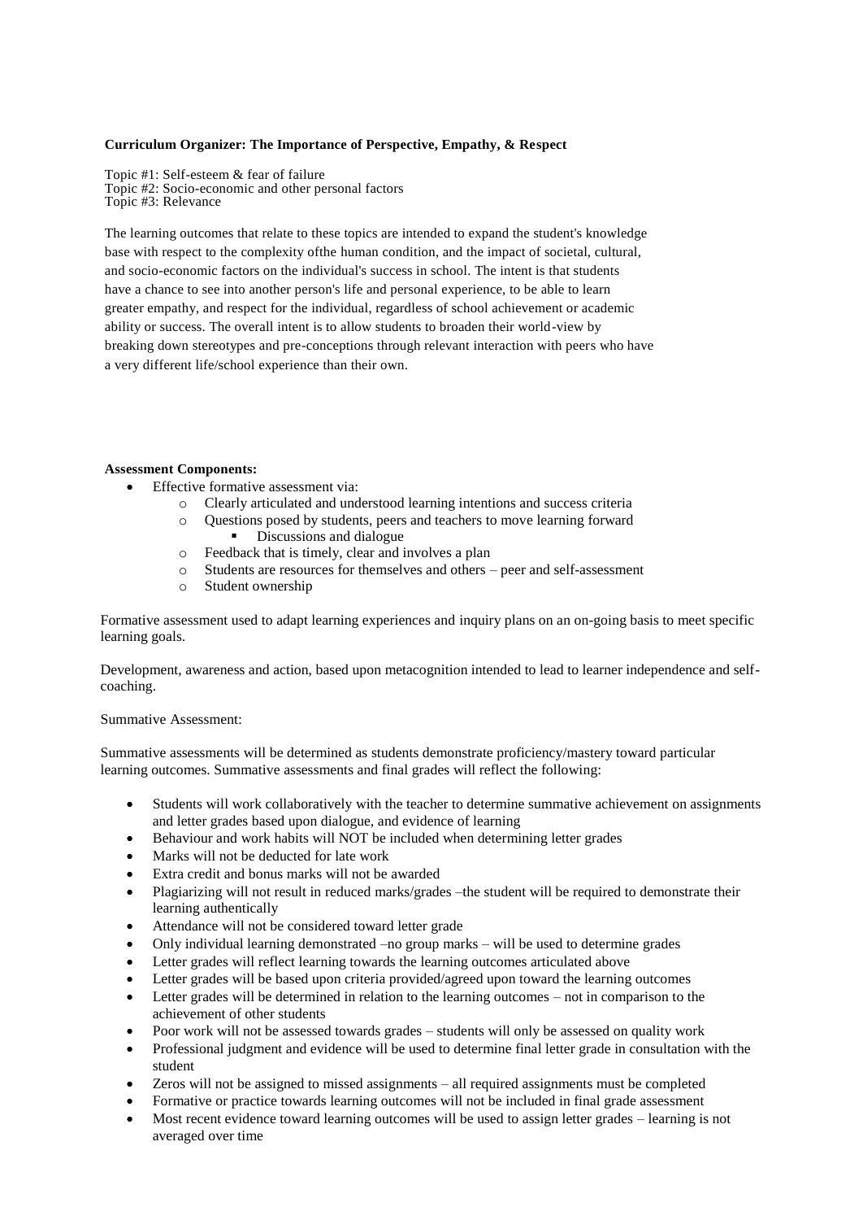**Curriculum Organizer: The Importance of Perspective, Empathy, & Respect**

Topic #1: Self-esteem & fear of failure
Topic #2: Socio-economic and other personal factors
Topic #3: Relevance

The learning outcomes that relate to these topics are intended to expand the student's knowledge base with respect to the complexity ofthe human condition, and the impact of societal, cultural, and socio-economic factors on the individual's success in school. The intent is that students have a chance to see into another person's life and personal experience, to be able to learn greater empathy, and respect for the individual, regardless of school achievement or academic ability or success. The overall intent is to allow students to broaden their world-view by breaking down stereotypes and pre-conceptions through relevant interaction with peers who have a very different life/school experience than their own.

**Assessment Components:**

- Effective formative assessment via:
  - Clearly articulated and understood learning intentions and success criteria
  - Questions posed by students, peers and teachers to move learning forward
    - Discussions and dialogue
  - Feedback that is timely, clear and involves a plan
  - Students are resources for themselves and others – peer and self-assessment
  - Student ownership

Formative assessment used to adapt learning experiences and inquiry plans on an on-going basis to meet specific learning goals.

Development, awareness and action, based upon metacognition intended to lead to learner independence and self-coaching.

Summative Assessment:

Summative assessments will be determined as students demonstrate proficiency/mastery toward particular learning outcomes. Summative assessments and final grades will reflect the following:

- Students will work collaboratively with the teacher to determine summative achievement on assignments and letter grades based upon dialogue, and evidence of learning
- Behaviour and work habits will NOT be included when determining letter grades
- Marks will not be deducted for late work
- Extra credit and bonus marks will not be awarded
- Plagiarizing will not result in reduced marks/grades –the student will be required to demonstrate their learning authentically
- Attendance will not be considered toward letter grade
- Only individual learning demonstrated –no group marks – will be used to determine grades
- Letter grades will reflect learning towards the learning outcomes articulated above
- Letter grades will be based upon criteria provided/agreed upon toward the learning outcomes
- Letter grades will be determined in relation to the learning outcomes – not in comparison to the achievement of other students
- Poor work will not be assessed towards grades – students will only be assessed on quality work
- Professional judgment and evidence will be used to determine final letter grade in consultation with the student
- Zeros will not be assigned to missed assignments – all required assignments must be completed
- Formative or practice towards learning outcomes will not be included in final grade assessment
- Most recent evidence toward learning outcomes will be used to assign letter grades – learning is not averaged over time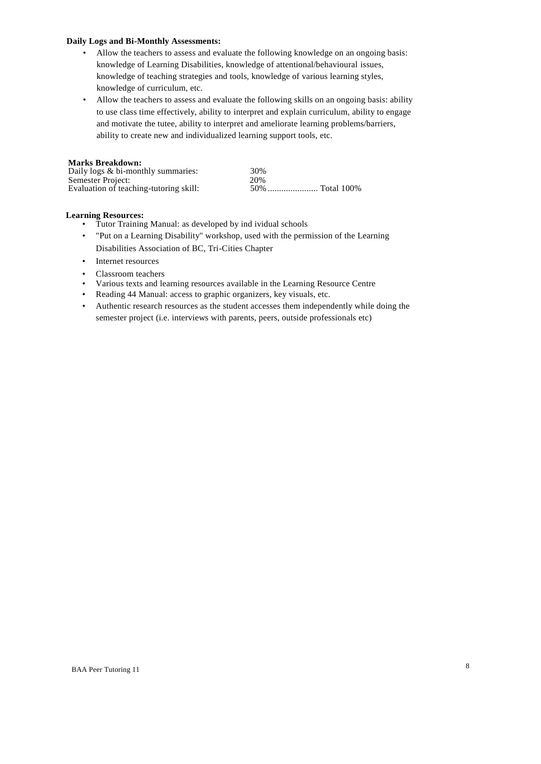**Daily Logs and Bi-Monthly Assessments:**

- Allow the teachers to assess and evaluate the following knowledge on an ongoing basis: knowledge of Learning Disabilities, knowledge of attentional/behavioural issues, knowledge of teaching strategies and tools, knowledge of various learning styles, knowledge of curriculum, etc.
- Allow the teachers to assess and evaluate the following skills on an ongoing basis: ability to use class time effectively, ability to interpret and explain curriculum, ability to engage and motivate the tutee, ability to interpret and ameliorate learning problems/barriers, ability to create new and individualized learning support tools, etc.

**Marks Breakdown:**

| | |
|---|---|
| Daily logs & bi-monthly summaries: | 30% |
| Semester Project: | 20% |
| Evaluation of teaching-tutoring skill: | 50%...................... Total 100% |

**Learning Resources:**

- Tutor Training Manual: as developed by ind ividual schools
- "Put on a Learning Disability" workshop, used with the permission of the Learning Disabilities Association of BC, Tri-Cities Chapter
- Internet resources
- Classroom teachers
- Various texts and learning resources available in the Learning Resource Centre
- Reading 44 Manual: access to graphic organizers, key visuals, etc.
- Authentic research resources as the student accesses them independently while doing the semester project (i.e. interviews with parents, peers, outside professionals etc)